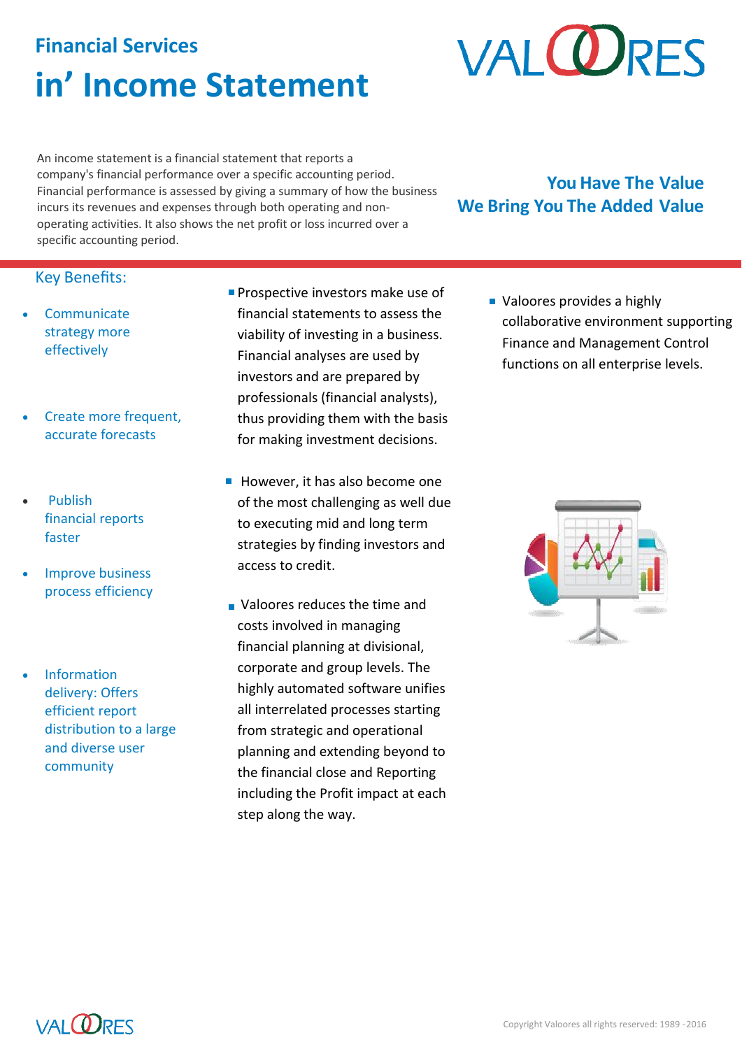# Financial Services

# in' Income Statement

An income statement is a financial statement that reports a company's financial performance over a specific accounting period. Financial performance is assessed by giving a summary of how the business incurs its revenues and expenses through both operating and non-operating activities. It also shows the net profit or loss incurred over a specific accounting period.

**You Have The Value**
**We Bring You The Added Value**

## Key Benefits:

- Communicate strategy more effectively
- Create more frequent, accurate forecasts
- Publish financial reports faster
- Improve business process efficiency
- Information delivery: Offers efficient report distribution to a large and diverse user community

- Prospective investors make use of financial statements to assess the viability of investing in a business. Financial analyses are used by investors and are prepared by professionals (financial analysts), thus providing them with the basis for making investment decisions.
- However, it has also become one of the most challenging as well due to executing mid and long term strategies by finding investors and access to credit.
- Valoores reduces the time and costs involved in managing financial planning at divisional, corporate and group levels. The highly automated software unifies all interrelated processes starting from strategic and operational planning and extending beyond to the financial close and Reporting including the Profit impact at each step along the way.

- Valoores provides a highly collaborative environment supporting Finance and Management Control functions on all enterprise levels.

Copyright Valoores all rights reserved: 1989 -2016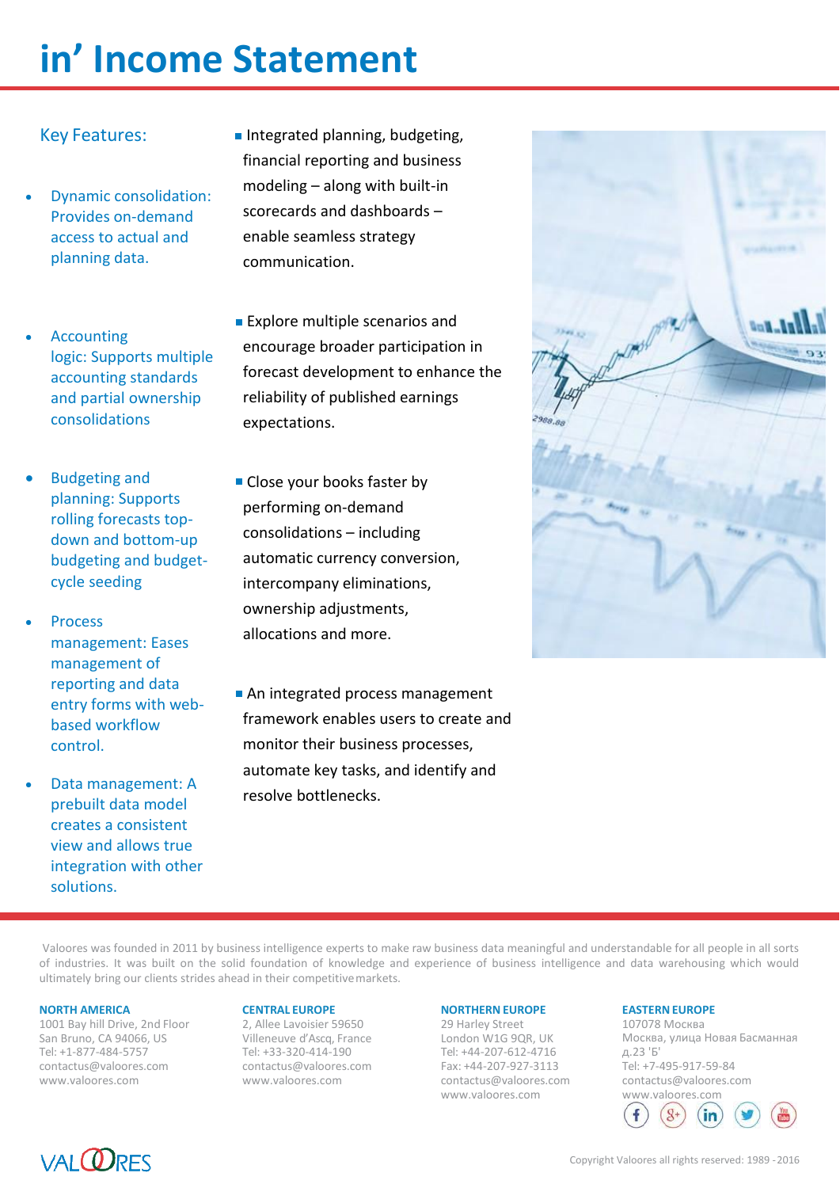# in' Income Statement

## Key Features:

- Dynamic consolidation: Provides on-demand access to actual and planning data.
- Accounting logic: Supports multiple accounting standards and partial ownership consolidations
- Budgeting and planning: Supports rolling forecasts top-down and bottom-up budgeting and budget-cycle seeding
- Process management: Eases management of reporting and data entry forms with web-based workflow control.
- Data management: A prebuilt data model creates a consistent view and allows true integration with other solutions.

- Integrated planning, budgeting, financial reporting and business modeling – along with built-in scorecards and dashboards – enable seamless strategy communication.
- Explore multiple scenarios and encourage broader participation in forecast development to enhance the reliability of published earnings expectations.
- Close your books faster by performing on-demand consolidations – including automatic currency conversion, intercompany eliminations, ownership adjustments, allocations and more.
- An integrated process management framework enables users to create and monitor their business processes, automate key tasks, and identify and resolve bottlenecks.

Valoores was founded in 2011 by business intelligence experts to make raw business data meaningful and understandable for all people in all sorts of industries. It was built on the solid foundation of knowledge and experience of business intelligence and data warehousing which would ultimately bring our clients strides ahead in their competitive markets.

**NORTH AMERICA**
1001 Bay hill Drive, 2nd Floor
San Bruno, CA 94066, US
Tel: +1-877-484-5757
contactus@valoores.com
www.valoores.com

**CENTRAL EUROPE**
2, Allee Lavoisier 59650
Villeneuve d'Ascq, France
Tel: +33-320-414-190
contactus@valoores.com
www.valoores.com

**NORTHERN EUROPE**
29 Harley Street
London W1G 9QR, UK
Tel: +44-207-612-4716
Fax: +44-207-927-3113
contactus@valoores.com
www.valoores.com

**EASTERN EUROPE**
107078 Москва
Москва, улица Новая Басманная д.23 'Б'
Tel: +7-495-917-59-84
contactus@valoores.com
www.valoores.com

VALOORES

Copyright Valoores all rights reserved: 1989 - 2016